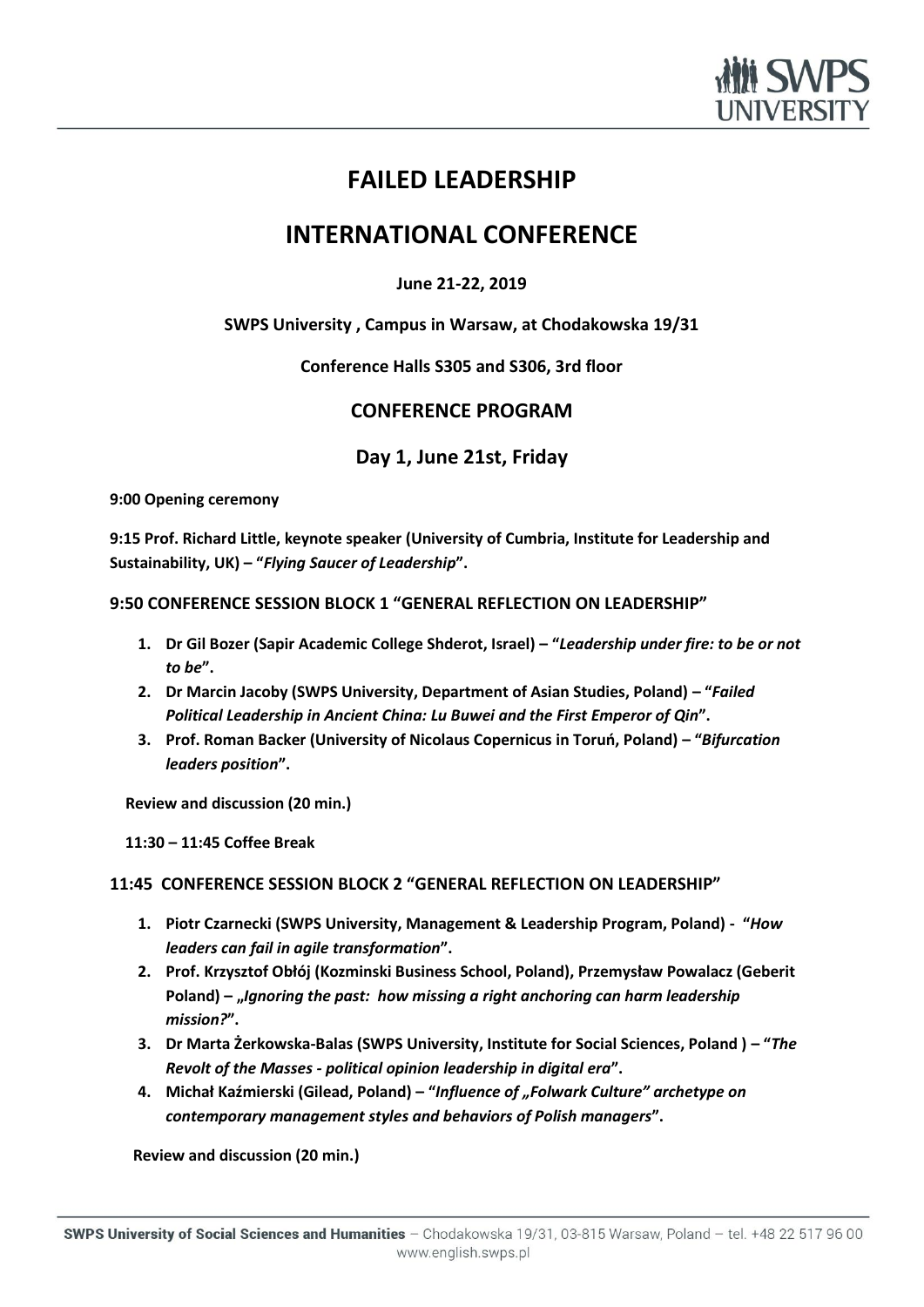# FAILED LEADERSHIP

# INTERNATIONAL CONFERENCE

**June 21-22, 2019**

**SWPS University , Campus in Warsaw, at Chodakowska 19/31**

**Conference Halls S305 and S306, 3rd floor**

## CONFERENCE PROGRAM

## Day 1, June 21st, Friday

**9:00 Opening ceremony**

**9:15 Prof. Richard Little, keynote speaker (University of Cumbria, Institute for Leadership and Sustainability, UK) – "*Flying Saucer of Leadership*".**

### 9:50 CONFERENCE SESSION BLOCK 1 "GENERAL REFLECTION ON LEADERSHIP"

1. **Dr Gil Bozer (Sapir Academic College Shderot, Israel) – "*Leadership under fire: to be or not to be*".**
2. **Dr Marcin Jacoby (SWPS University, Department of Asian Studies, Poland) – "*Failed Political Leadership in Ancient China: Lu Buwei and the First Emperor of Qin*".**
3. **Prof. Roman Backer (University of Nicolaus Copernicus in Toruń, Poland) – "*Bifurcation leaders position*".**

**Review and discussion (20 min.)**

**11:30 – 11:45 Coffee Break**

### 11:45 CONFERENCE SESSION BLOCK 2 "GENERAL REFLECTION ON LEADERSHIP"

1. **Piotr Czarnecki (SWPS University, Management & Leadership Program, Poland) - "*How leaders can fail in agile transformation*".**
2. **Prof. Krzysztof Obłój (Kozminski Business School, Poland), Przemysław Powalacz (Geberit Poland) – „*Ignoring the past: how missing a right anchoring can harm leadership mission?*".**
3. **Dr Marta Żerkowska-Balas (SWPS University, Institute for Social Sciences, Poland ) – "*The Revolt of the Masses - political opinion leadership in digital era*".**
4. **Michał Kaźmierski (Gilead, Poland) – "*Influence of „Folwark Culture" archetype on contemporary management styles and behaviors of Polish managers*".**

**Review and discussion (20 min.)**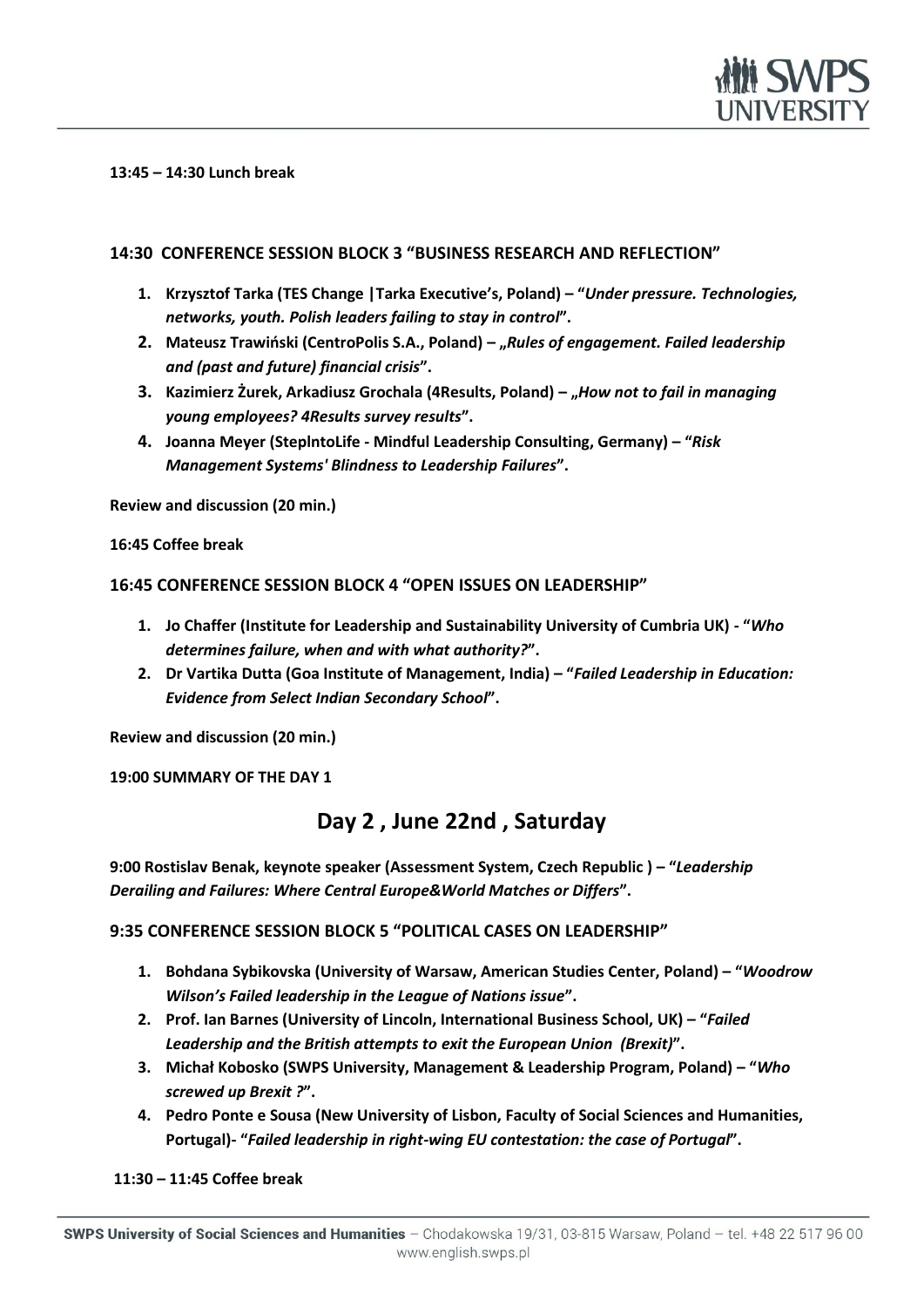**13:45 – 14:30 Lunch break**

**14:30 CONFERENCE SESSION BLOCK 3 "BUSINESS RESEARCH AND REFLECTION"**

1. **Krzysztof Tarka (TES Change |Tarka Executive's, Poland) – "*Under pressure. Technologies, networks, youth. Polish leaders failing to stay in control*".**
2. **Mateusz Trawiński (CentroPolis S.A., Poland) – „*Rules of engagement. Failed leadership and (past and future) financial crisis*".**
3. **Kazimierz Żurek, Arkadiusz Grochala (4Results, Poland) – „*How not to fail in managing young employees? 4Results survey results*".**
4. **Joanna Meyer (StepIntoLife - Mindful Leadership Consulting, Germany) – "*Risk Management Systems' Blindness to Leadership Failures*".**

**Review and discussion (20 min.)**

**16:45 Coffee break**

**16:45 CONFERENCE SESSION BLOCK 4 "OPEN ISSUES ON LEADERSHIP"**

1. **Jo Chaffer (Institute for Leadership and Sustainability University of Cumbria UK) - "*Who determines failure, when and with what authority?*".**
2. **Dr Vartika Dutta (Goa Institute of Management, India) – "*Failed Leadership in Education: Evidence from Select Indian Secondary School*".**

**Review and discussion (20 min.)**

**19:00 SUMMARY OF THE DAY 1**

## Day 2 , June 22nd , Saturday

**9:00 Rostislav Benak, keynote speaker (Assessment System, Czech Republic ) – "*Leadership Derailing and Failures: Where Central Europe&World Matches or Differs*".**

**9:35 CONFERENCE SESSION BLOCK 5 "POLITICAL CASES ON LEADERSHIP"**

1. **Bohdana Sybikovska (University of Warsaw, American Studies Center, Poland) – "*Woodrow Wilson's Failed leadership in the League of Nations issue*".**
2. **Prof. Ian Barnes (University of Lincoln, International Business School, UK) – "*Failed Leadership and the British attempts to exit the European Union (Brexit)*".**
3. **Michał Kobosko (SWPS University, Management & Leadership Program, Poland) – "*Who screwed up Brexit ?*".**
4. **Pedro Ponte e Sousa (New University of Lisbon, Faculty of Social Sciences and Humanities, Portugal)- "*Failed leadership in right-wing EU contestation: the case of Portugal*".**

**11:30 – 11:45 Coffee break**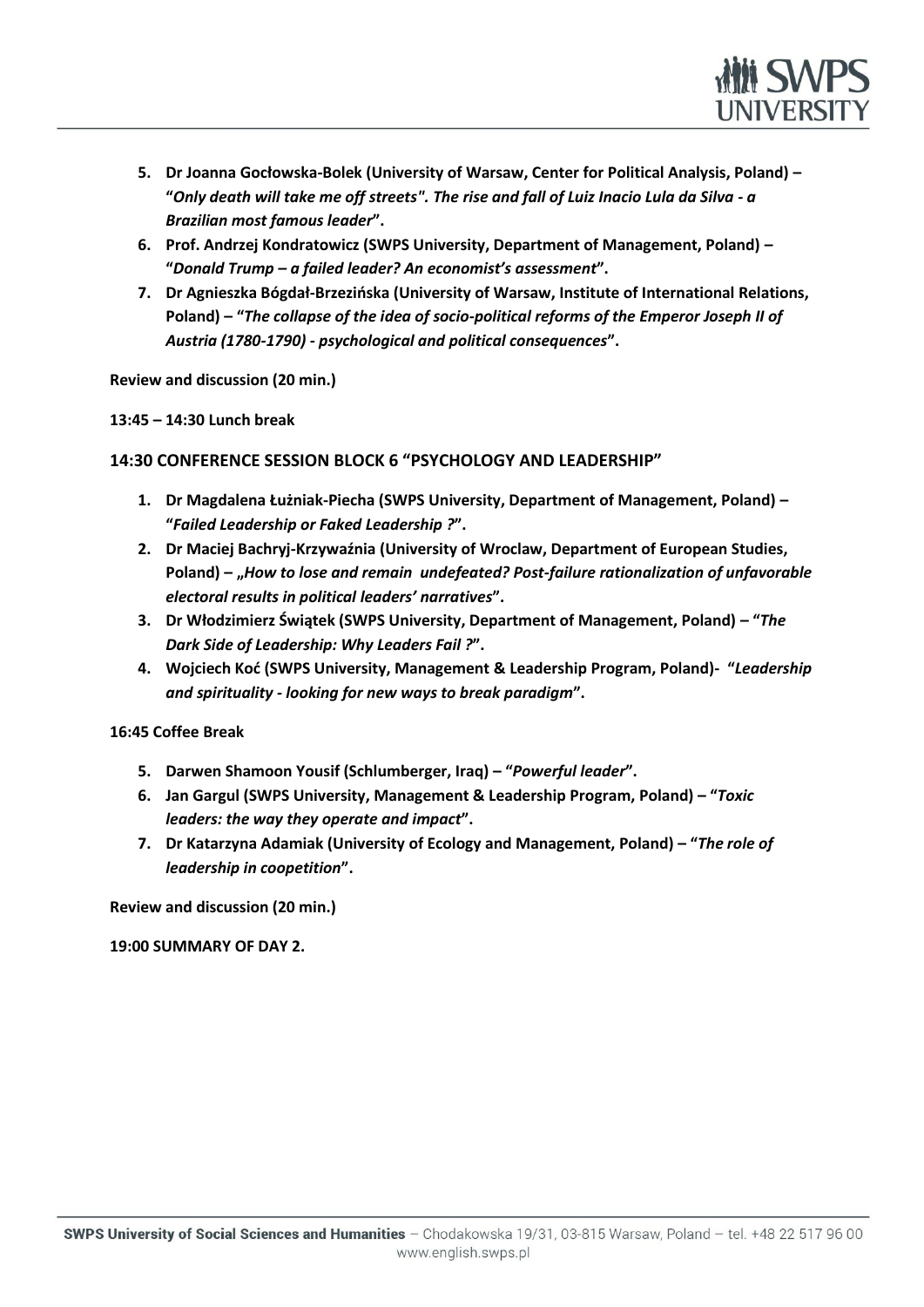5. **Dr Joanna Gocłowska-Bolek (University of Warsaw, Center for Political Analysis, Poland) – "*Only death will take me off streets". The rise and fall of Luiz Inacio Lula da Silva - a Brazilian most famous leader*".**
6. **Prof. Andrzej Kondratowicz (SWPS University, Department of Management, Poland) – "*Donald Trump – a failed leader? An economist's assessment*".**
7. **Dr Agnieszka Bógdał-Brzezińska (University of Warsaw, Institute of International Relations, Poland) – "*The collapse of the idea of socio-political reforms of the Emperor Joseph II of Austria (1780-1790) - psychological and political consequences*".**

**Review and discussion (20 min.)**

**13:45 – 14:30 Lunch break**

## 14:30 CONFERENCE SESSION BLOCK 6 "PSYCHOLOGY AND LEADERSHIP"

1. **Dr Magdalena Łużniak-Piecha (SWPS University, Department of Management, Poland) – "*Failed Leadership or Faked Leadership ?*".**
2. **Dr Maciej Bachryj-Krzywaźnia (University of Wroclaw, Department of European Studies, Poland) – „*How to lose and remain undefeated? Post-failure rationalization of unfavorable electoral results in political leaders' narratives*".**
3. **Dr Włodzimierz Świątek (SWPS University, Department of Management, Poland) – "*The Dark Side of Leadership: Why Leaders Fail ?*".**
4. **Wojciech Koć (SWPS University, Management & Leadership Program, Poland)- "*Leadership and spirituality - looking for new ways to break paradigm*".**

**16:45 Coffee Break**

5. **Darwen Shamoon Yousif (Schlumberger, Iraq) – "*Powerful leader*".**
6. **Jan Gargul (SWPS University, Management & Leadership Program, Poland) – "*Toxic leaders: the way they operate and impact*".**
7. **Dr Katarzyna Adamiak (University of Ecology and Management, Poland) – "*The role of leadership in coopetition*".**

**Review and discussion (20 min.)**

**19:00 SUMMARY OF DAY 2.**